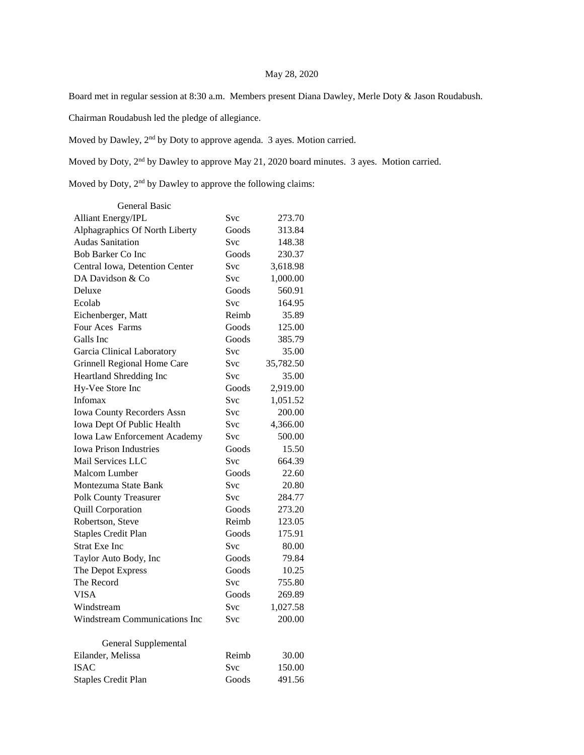May 28, 2020

Board met in regular session at 8:30 a.m. Members present Diana Dawley, Merle Doty & Jason Roudabush.

Chairman Roudabush led the pledge of allegiance.

Moved by Dawley, 2nd by Doty to approve agenda. 3 ayes. Motion carried.

Moved by Doty, 2nd by Dawley to approve May 21, 2020 board minutes. 3 ayes. Motion carried.

Moved by Doty, 2nd by Dawley to approve the following claims:

| | | |
|---|---|---|
| General Basic | | |
| Alliant Energy/IPL | Svc | 273.70 |
| Alphagraphics Of North Liberty | Goods | 313.84 |
| Audas Sanitation | Svc | 148.38 |
| Bob Barker Co Inc | Goods | 230.37 |
| Central Iowa, Detention Center | Svc | 3,618.98 |
| DA Davidson & Co | Svc | 1,000.00 |
| Deluxe | Goods | 560.91 |
| Ecolab | Svc | 164.95 |
| Eichenberger, Matt | Reimb | 35.89 |
| Four Aces Farms | Goods | 125.00 |
| Galls Inc | Goods | 385.79 |
| Garcia Clinical Laboratory | Svc | 35.00 |
| Grinnell Regional Home Care | Svc | 35,782.50 |
| Heartland Shredding Inc | Svc | 35.00 |
| Hy-Vee Store Inc | Goods | 2,919.00 |
| Infomax | Svc | 1,051.52 |
| Iowa County Recorders Assn | Svc | 200.00 |
| Iowa Dept Of Public Health | Svc | 4,366.00 |
| Iowa Law Enforcement Academy | Svc | 500.00 |
| Iowa Prison Industries | Goods | 15.50 |
| Mail Services LLC | Svc | 664.39 |
| Malcom Lumber | Goods | 22.60 |
| Montezuma State Bank | Svc | 20.80 |
| Polk County Treasurer | Svc | 284.77 |
| Quill Corporation | Goods | 273.20 |
| Robertson, Steve | Reimb | 123.05 |
| Staples Credit Plan | Goods | 175.91 |
| Strat Exe Inc | Svc | 80.00 |
| Taylor Auto Body, Inc | Goods | 79.84 |
| The Depot Express | Goods | 10.25 |
| The Record | Svc | 755.80 |
| VISA | Goods | 269.89 |
| Windstream | Svc | 1,027.58 |
| Windstream Communications Inc | Svc | 200.00 |
| General Supplemental | | |
| Eilander, Melissa | Reimb | 30.00 |
| ISAC | Svc | 150.00 |
| Staples Credit Plan | Goods | 491.56 |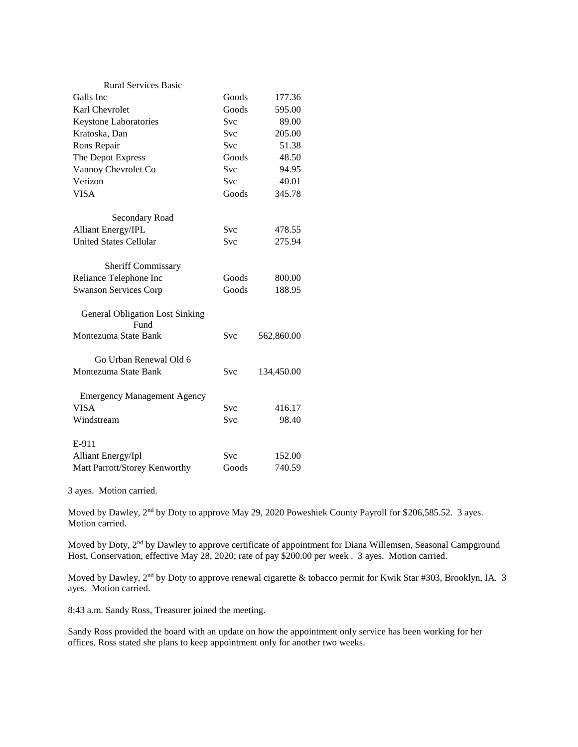| | | |
|---|---|---|
| Rural Services Basic | | |
| Galls Inc | Goods | 177.36 |
| Karl Chevrolet | Goods | 595.00 |
| Keystone Laboratories | Svc | 89.00 |
| Kratoska, Dan | Svc | 205.00 |
| Rons Repair | Svc | 51.38 |
| The Depot Express | Goods | 48.50 |
| Vannoy Chevrolet Co | Svc | 94.95 |
| Verizon | Svc | 40.01 |
| VISA | Goods | 345.78 |
| | | |
| Secondary Road | | |
| Alliant Energy/IPL | Svc | 478.55 |
| United States Cellular | Svc | 275.94 |
| | | |
| Sheriff Commissary | | |
| Reliance Telephone Inc | Goods | 800.00 |
| Swanson Services Corp | Goods | 188.95 |
| | | |
| General Obligation Lost Sinking Fund | | |
| Montezuma State Bank | Svc | 562,860.00 |
| | | |
| Go Urban Renewal Old 6 | | |
| Montezuma State Bank | Svc | 134,450.00 |
| | | |
| Emergency Management Agency | | |
| VISA | Svc | 416.17 |
| Windstream | Svc | 98.40 |
| | | |
| E-911 | | |
| Alliant Energy/Ipl | Svc | 152.00 |
| Matt Parrott/Storey Kenworthy | Goods | 740.59 |

3 ayes. Motion carried.

Moved by Dawley, 2nd by Doty to approve May 29, 2020 Poweshiek County Payroll for $206,585.52. 3 ayes. Motion carried.

Moved by Doty, 2nd by Dawley to approve certificate of appointment for Diana Willemsen, Seasonal Campground Host, Conservation, effective May 28, 2020; rate of pay $200.00 per week . 3 ayes. Motion carried.

Moved by Dawley, 2nd by Doty to approve renewal cigarette & tobacco permit for Kwik Star #303, Brooklyn, IA. 3 ayes. Motion carried.

8:43 a.m. Sandy Ross, Treasurer joined the meeting.

Sandy Ross provided the board with an update on how the appointment only service has been working for her offices. Ross stated she plans to keep appointment only for another two weeks.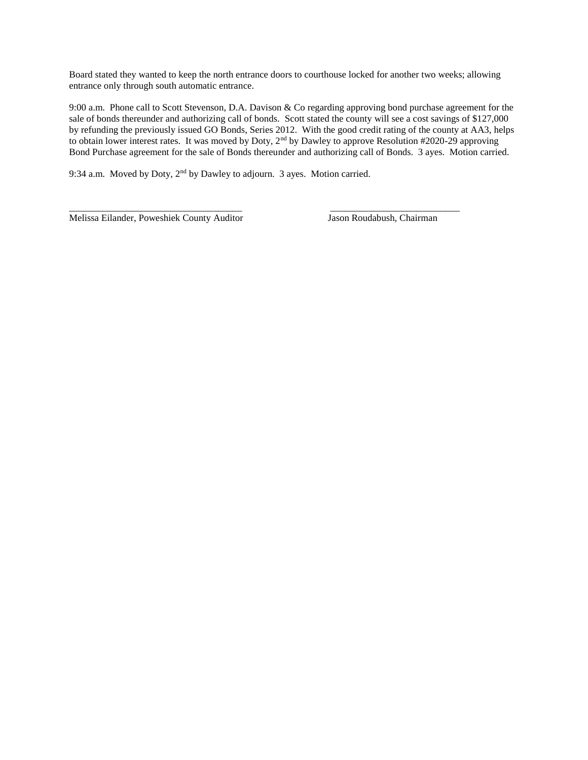Board stated they wanted to keep the north entrance doors to courthouse locked for another two weeks; allowing entrance only through south automatic entrance.

9:00 a.m. Phone call to Scott Stevenson, D.A. Davison & Co regarding approving bond purchase agreement for the sale of bonds thereunder and authorizing call of bonds. Scott stated the county will see a cost savings of $127,000 by refunding the previously issued GO Bonds, Series 2012. With the good credit rating of the county at AA3, helps to obtain lower interest rates. It was moved by Doty, 2nd by Dawley to approve Resolution #2020-29 approving Bond Purchase agreement for the sale of Bonds thereunder and authorizing call of Bonds. 3 ayes. Motion carried.

9:34 a.m. Moved by Doty, 2nd by Dawley to adjourn. 3 ayes. Motion carried.

____________________________________ ___________________________

Melissa Eilander, Poweshiek County Auditor Jason Roudabush, Chairman